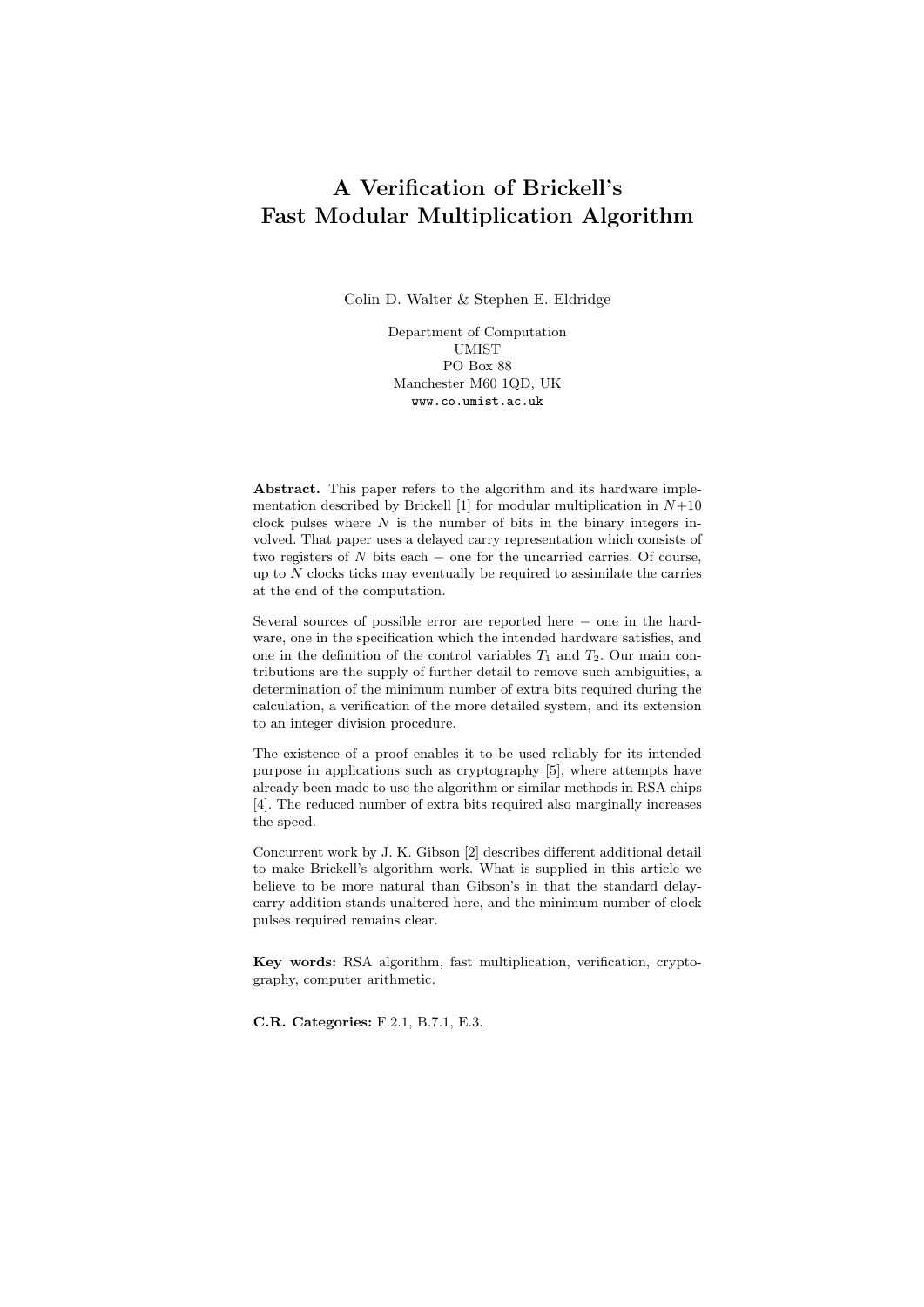# A Verification of Brickell's Fast Modular Multiplication Algorithm

Colin D. Walter & Stephen E. Eldridge

Department of Computation
UMIST
PO Box 88
Manchester M60 1QD, UK
www.co.umist.ac.uk

**Abstract.** This paper refers to the algorithm and its hardware implementation described by Brickell [1] for modular multiplication in $N+10$ clock pulses where $N$ is the number of bits in the binary integers involved. That paper uses a delayed carry representation which consists of two registers of $N$ bits each − one for the uncarried carries. Of course, up to $N$ clocks ticks may eventually be required to assimilate the carries at the end of the computation.

Several sources of possible error are reported here − one in the hardware, one in the specification which the intended hardware satisfies, and one in the definition of the control variables $T_1$ and $T_2$. Our main contributions are the supply of further detail to remove such ambiguities, a determination of the minimum number of extra bits required during the calculation, a verification of the more detailed system, and its extension to an integer division procedure.

The existence of a proof enables it to be used reliably for its intended purpose in applications such as cryptography [5], where attempts have already been made to use the algorithm or similar methods in RSA chips [4]. The reduced number of extra bits required also marginally increases the speed.

Concurrent work by J. K. Gibson [2] describes different additional detail to make Brickell's algorithm work. What is supplied in this article we believe to be more natural than Gibson's in that the standard delay-carry addition stands unaltered here, and the minimum number of clock pulses required remains clear.

**Key words:** RSA algorithm, fast multiplication, verification, cryptography, computer arithmetic.

**C.R. Categories:** F.2.1, B.7.1, E.3.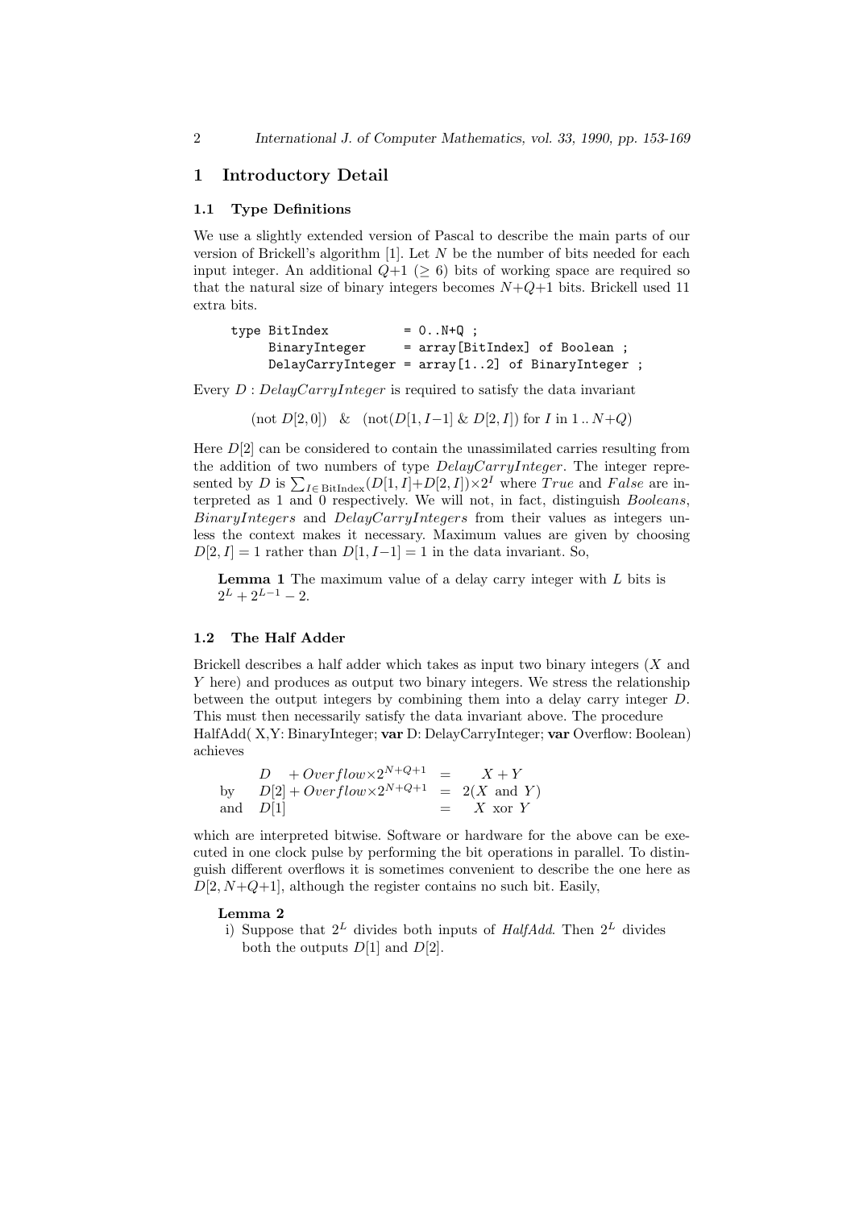## 1 Introductory Detail

### 1.1 Type Definitions

We use a slightly extended version of Pascal to describe the main parts of our version of Brickell's algorithm [1]. Let $N$ be the number of bits needed for each input integer. An additional $Q+1$ ($\geq 6$) bits of working space are required so that the natural size of binary integers becomes $N+Q+1$ bits. Brickell used 11 extra bits.

```
type BitIndex          = 0..N+Q ;
     BinaryInteger     = array[BitIndex] of Boolean ;
     DelayCarryInteger = array[1..2] of BinaryInteger ;
```

Every $D : DelayCarryInteger$ is required to satisfy the data invariant

$$(\text{not } D[2,0]) \quad \& \quad (\text{not}(D[1,I{-}1] \;\&\; D[2,I]) \text{ for } I \text{ in } 1 \,..\, N{+}Q)$$

Here $D[2]$ can be considered to contain the unassimilated carries resulting from the addition of two numbers of type $DelayCarryInteger$. The integer represented by $D$ is $\sum_{I \in \text{BitIndex}} (D[1,I]{+}D[2,I]){\times}2^I$ where $True$ and $False$ are interpreted as 1 and 0 respectively. We will not, in fact, distinguish *Booleans*, *BinaryIntegers* and *DelayCarryIntegers* from their values as integers unless the context makes it necessary. Maximum values are given by choosing $D[2,I] = 1$ rather than $D[1,I{-}1] = 1$ in the data invariant. So,

**Lemma 1** The maximum value of a delay carry integer with $L$ bits is $2^L + 2^{L-1} - 2$.

### 1.2 The Half Adder

Brickell describes a half adder which takes as input two binary integers ($X$ and $Y$ here) and produces as output two binary integers. We stress the relationship between the output integers by combining them into a delay carry integer $D$. This must then necessarily satisfy the data invariant above. The procedure HalfAdd( X,Y: BinaryInteger; **var** D: DelayCarryInteger; **var** Overflow: Boolean) achieves

$$\begin{array}{llcl} & D \;\; + Overflow{\times}2^{N+Q+1} & = & X + Y \\ \text{by} & D[2] + Overflow{\times}2^{N+Q+1} & = & 2(X \text{ and } Y) \\ \text{and} & D[1] & = & X \text{ xor } Y \end{array}$$

which are interpreted bitwise. Software or hardware for the above can be executed in one clock pulse by performing the bit operations in parallel. To distinguish different overflows it is sometimes convenient to describe the one here as $D[2, N{+}Q{+}1]$, although the register contains no such bit. Easily,

**Lemma 2**

i) Suppose that $2^L$ divides both inputs of *HalfAdd*. Then $2^L$ divides both the outputs $D[1]$ and $D[2]$.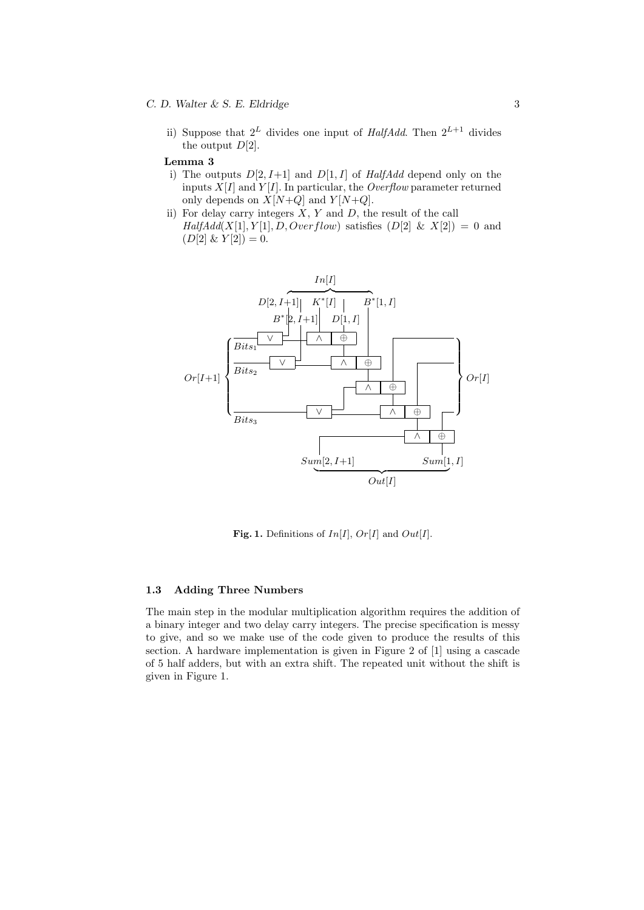ii) Suppose that $2^L$ divides one input of *HalfAdd*. Then $2^{L+1}$ divides the output $D[2]$.

**Lemma 3**

i) The outputs $D[2, I{+}1]$ and $D[1, I]$ of *HalfAdd* depend only on the inputs $X[I]$ and $Y[I]$. In particular, the *Overflow* parameter returned only depends on $X[N{+}Q]$ and $Y[N{+}Q]$.

ii) For delay carry integers $X$, $Y$ and $D$, the result of the call $HalfAdd(X[1], Y[1], D, Overflow)$ satisfies $(D[2]\ \&\ X[2]) = 0$ and $(D[2]\ \&\ Y[2]) = 0$.

$In[I]$

$D[2, I{+}1]$ $K^*[I]$ $B^*[1, I]$

$B^*[2, I{+}1]$ $D[1, I]$

$Or[I{+}1]$

$Bits_1$

$Bits_2$

$Bits_3$

$Or[I]$

$Sum[2, I{+}1]$ $Sum[1, I]$

$Out[I]$

**Fig. 1.** Definitions of $In[I]$, $Or[I]$ and $Out[I]$.

### 1.3 Adding Three Numbers

The main step in the modular multiplication algorithm requires the addition of a binary integer and two delay carry integers. The precise specification is messy to give, and so we make use of the code given to produce the results of this section. A hardware implementation is given in Figure 2 of [1] using a cascade of 5 half adders, but with an extra shift. The repeated unit without the shift is given in Figure 1.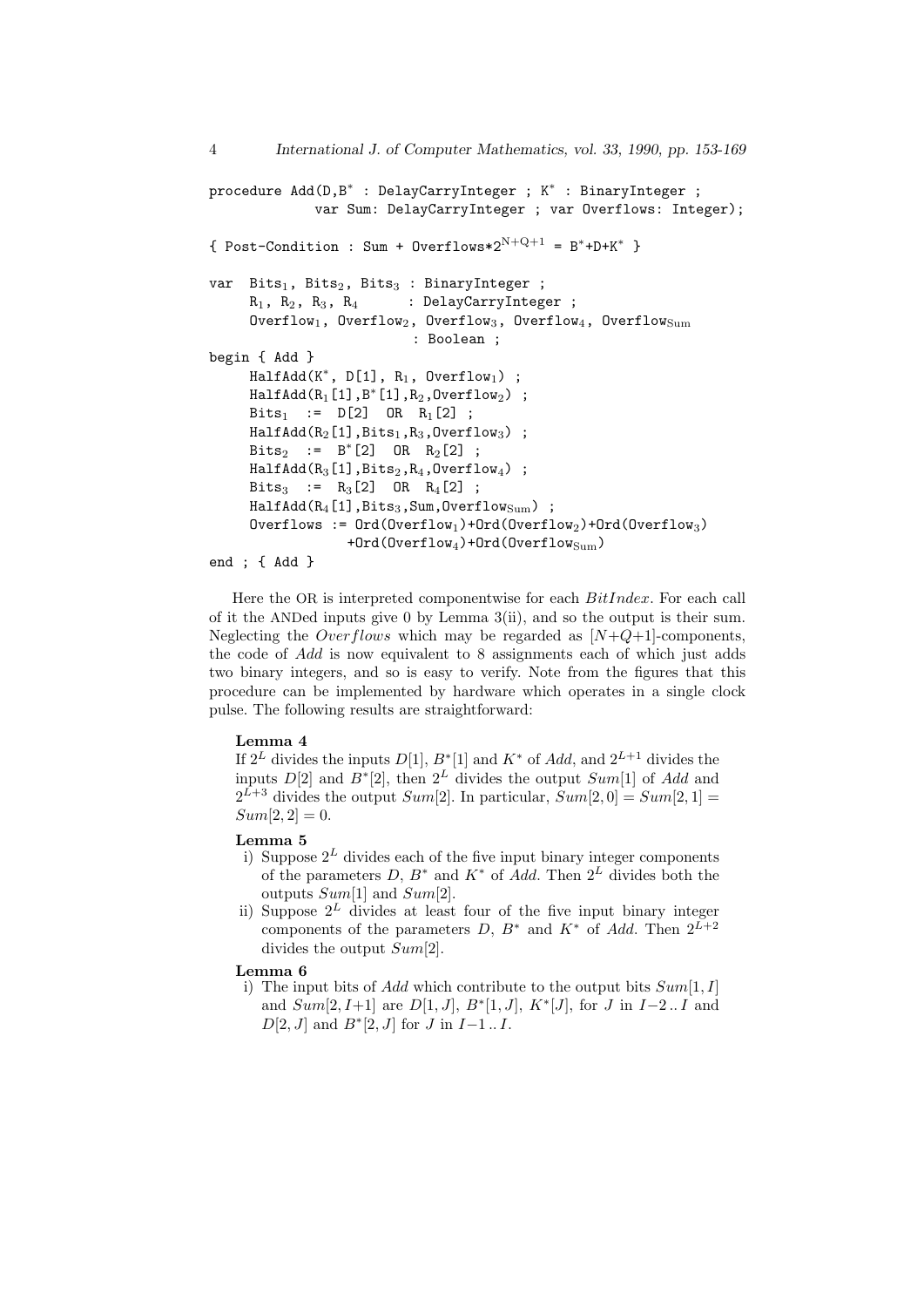```
procedure Add(D,B* : DelayCarryInteger ; K* : BinaryInteger ;
              var Sum: DelayCarryInteger ; var Overflows: Integer);

{ Post-Condition : Sum + Overflows*2^(N+Q+1) = B*+D+K* }

var  Bits1, Bits2, Bits3 : BinaryInteger ;
     R1, R2, R3, R4      : DelayCarryInteger ;
     Overflow1, Overflow2, Overflow3, Overflow4, OverflowSum
                         : Boolean ;
begin { Add }
     HalfAdd(K*, D[1], R1, Overflow1) ;
     HalfAdd(R1[1],B*[1],R2,Overflow2) ;
     Bits1  :=  D[2]  OR  R1[2] ;
     HalfAdd(R2[1],Bits1,R3,Overflow3) ;
     Bits2  :=  B*[2]  OR  R2[2] ;
     HalfAdd(R3[1],Bits2,R4,Overflow4) ;
     Bits3  :=  R3[2]  OR  R4[2] ;
     HalfAdd(R4[1],Bits3,Sum,OverflowSum) ;
     Overflows := Ord(Overflow1)+Ord(Overflow2)+Ord(Overflow3)
                  +Ord(Overflow4)+Ord(OverflowSum)
end ; { Add }
```

Here the OR is interpreted componentwise for each *BitIndex*. For each call of it the ANDed inputs give 0 by Lemma 3(ii), and so the output is their sum. Neglecting the *Overflows* which may be regarded as $[N+Q+1]$-components, the code of *Add* is now equivalent to 8 assignments each of which just adds two binary integers, and so is easy to verify. Note from the figures that this procedure can be implemented by hardware which operates in a single clock pulse. The following results are straightforward:

**Lemma 4**
If $2^L$ divides the inputs $D[1]$, $B^*[1]$ and $K^*$ of *Add*, and $2^{L+1}$ divides the inputs $D[2]$ and $B^*[2]$, then $2^L$ divides the output $Sum[1]$ of *Add* and $2^{L+3}$ divides the output $Sum[2]$. In particular, $Sum[2,0] = Sum[2,1] = Sum[2,2] = 0$.

**Lemma 5**

i) Suppose $2^L$ divides each of the five input binary integer components of the parameters $D$, $B^*$ and $K^*$ of *Add*. Then $2^L$ divides both the outputs $Sum[1]$ and $Sum[2]$.
ii) Suppose $2^L$ divides at least four of the five input binary integer components of the parameters $D$, $B^*$ and $K^*$ of *Add*. Then $2^{L+2}$ divides the output $Sum[2]$.

**Lemma 6**

i) The input bits of *Add* which contribute to the output bits $Sum[1, I]$ and $Sum[2, I{+}1]$ are $D[1, J]$, $B^*[1, J]$, $K^*[J]$, for $J$ in $I{-}2 \,..\, I$ and $D[2, J]$ and $B^*[2, J]$ for $J$ in $I{-}1 \,..\, I$.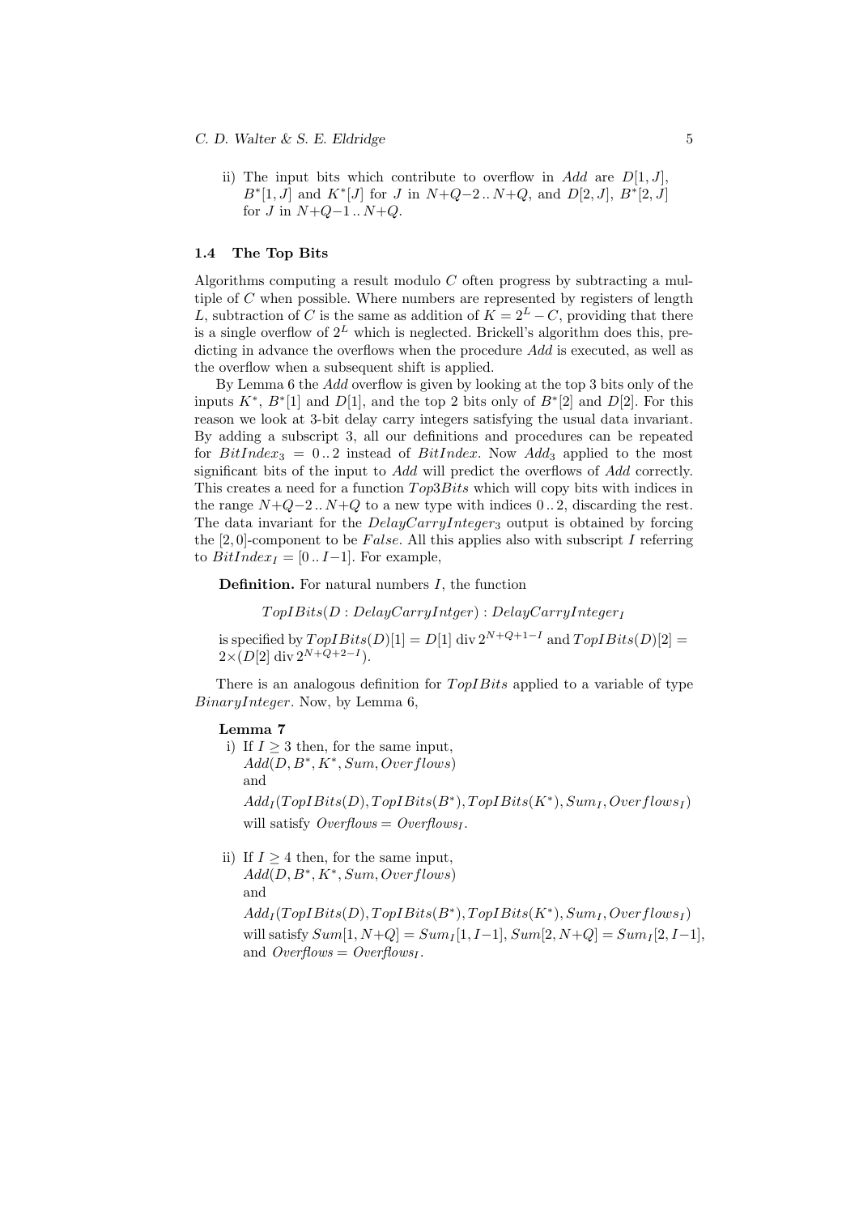ii) The input bits which contribute to overflow in *Add* are $D[1,J]$, $B^*[1,J]$ and $K^*[J]$ for $J$ in $N{+}Q{-}2\,..\,N{+}Q$, and $D[2,J]$, $B^*[2,J]$ for $J$ in $N{+}Q{-}1\,..\,N{+}Q$.

### 1.4 The Top Bits

Algorithms computing a result modulo $C$ often progress by subtracting a multiple of $C$ when possible. Where numbers are represented by registers of length $L$, subtraction of $C$ is the same as addition of $K = 2^L - C$, providing that there is a single overflow of $2^L$ which is neglected. Brickell's algorithm does this, predicting in advance the overflows when the procedure *Add* is executed, as well as the overflow when a subsequent shift is applied.

By Lemma 6 the *Add* overflow is given by looking at the top 3 bits only of the inputs $K^*$, $B^*[1]$ and $D[1]$, and the top 2 bits only of $B^*[2]$ and $D[2]$. For this reason we look at 3-bit delay carry integers satisfying the usual data invariant. By adding a subscript 3, all our definitions and procedures can be repeated for $BitIndex_3 = 0\,..\,2$ instead of $BitIndex$. Now $Add_3$ applied to the most significant bits of the input to *Add* will predict the overflows of *Add* correctly. This creates a need for a function $Top3Bits$ which will copy bits with indices in the range $N{+}Q{-}2\,..\,N{+}Q$ to a new type with indices $0\,..\,2$, discarding the rest. The data invariant for the $DelayCarryInteger_3$ output is obtained by forcing the $[2,0]$-component to be $False$. All this applies also with subscript $I$ referring to $BitIndex_I = [0\,..\,I{-}1]$. For example,

**Definition.** For natural numbers $I$, the function

$$TopIBits(D : DelayCarryIntger) : DelayCarryInteger_I$$

is specified by $TopIBits(D)[1] = D[1] \operatorname{div} 2^{N+Q+1-I}$ and $TopIBits(D)[2] = 2{\times}(D[2] \operatorname{div} 2^{N+Q+2-I})$.

There is an analogous definition for $TopIBits$ applied to a variable of type $BinaryInteger$. Now, by Lemma 6,

**Lemma 7**

i) If $I \geq 3$ then, for the same input,
$Add(D, B^*, K^*, Sum, Overflows)$
and
$Add_I(TopIBits(D), TopIBits(B^*), TopIBits(K^*), Sum_I, Overflows_I)$
will satisfy $Overflows = Overflows_I$.

ii) If $I \geq 4$ then, for the same input,
$Add(D, B^*, K^*, Sum, Overflows)$
and
$Add_I(TopIBits(D), TopIBits(B^*), TopIBits(K^*), Sum_I, Overflows_I)$
will satisfy $Sum[1, N{+}Q] = Sum_I[1, I{-}1]$, $Sum[2, N{+}Q] = Sum_I[2, I{-}1]$, and $Overflows = Overflows_I$.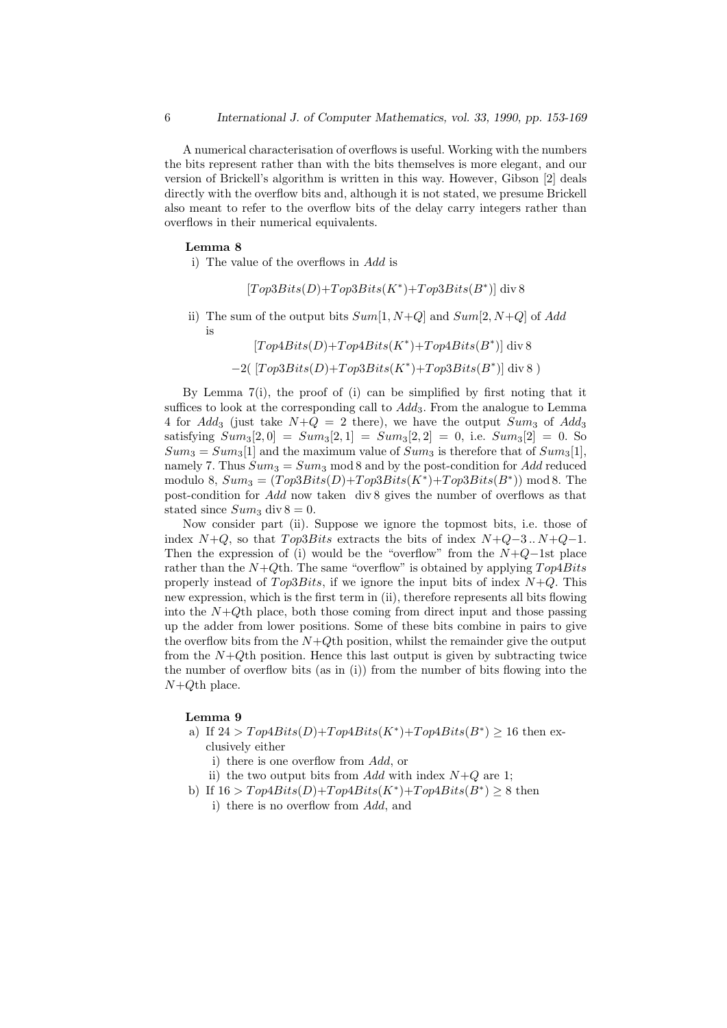A numerical characterisation of overflows is useful. Working with the numbers the bits represent rather than with the bits themselves is more elegant, and our version of Brickell's algorithm is written in this way. However, Gibson [2] deals directly with the overflow bits and, although it is not stated, we presume Brickell also meant to refer to the overflow bits of the delay carry integers rather than overflows in their numerical equivalents.

**Lemma 8**

i) The value of the overflows in *Add* is

$$[Top3Bits(D){+}Top3Bits(K^*){+}Top3Bits(B^*)] \text{ div } 8$$

ii) The sum of the output bits $Sum[1, N{+}Q]$ and $Sum[2, N{+}Q]$ of *Add* is

$$[Top4Bits(D){+}Top4Bits(K^*){+}Top4Bits(B^*)] \text{ div } 8$$

$$-2(\ [Top3Bits(D){+}Top3Bits(K^*){+}Top3Bits(B^*)] \text{ div } 8\ )$$

By Lemma 7(i), the proof of (i) can be simplified by first noting that it suffices to look at the corresponding call to $Add_3$. From the analogue to Lemma 4 for $Add_3$ (just take $N{+}Q = 2$ there), we have the output $Sum_3$ of $Add_3$ satisfying $Sum_3[2, 0] = Sum_3[2, 1] = Sum_3[2, 2] = 0$, i.e. $Sum_3[2] = 0$. So $Sum_3 = Sum_3[1]$ and the maximum value of $Sum_3$ is therefore that of $Sum_3[1]$, namely 7. Thus $Sum_3 = Sum_3 \bmod 8$ and by the post-condition for *Add* reduced modulo 8, $Sum_3 = (Top3Bits(D){+}Top3Bits(K^*){+}Top3Bits(B^*)) \bmod 8$. The post-condition for *Add* now taken div 8 gives the number of overflows as that stated since $Sum_3 \text{ div } 8 = 0$.

Now consider part (ii). Suppose we ignore the topmost bits, i.e. those of index $N{+}Q$, so that $Top3Bits$ extracts the bits of index $N{+}Q{-}3 \,..\, N{+}Q{-}1$. Then the expression of (i) would be the "overflow" from the $N{+}Q{-}1$st place rather than the $N{+}Q$th. The same "overflow" is obtained by applying $Top4Bits$ properly instead of $Top3Bits$, if we ignore the input bits of index $N{+}Q$. This new expression, which is the first term in (ii), therefore represents all bits flowing into the $N{+}Q$th place, both those coming from direct input and those passing up the adder from lower positions. Some of these bits combine in pairs to give the overflow bits from the $N{+}Q$th position, whilst the remainder give the output from the $N{+}Q$th position. Hence this last output is given by subtracting twice the number of overflow bits (as in (i)) from the number of bits flowing into the $N{+}Q$th place.

**Lemma 9**

a) If $24 > Top4Bits(D){+}Top4Bits(K^*){+}Top4Bits(B^*) \geq 16$ then exclusively either
   i) there is one overflow from *Add*, or
   ii) the two output bits from *Add* with index $N{+}Q$ are 1;

b) If $16 > Top4Bits(D){+}Top4Bits(K^*){+}Top4Bits(B^*) \geq 8$ then
   i) there is no overflow from *Add*, and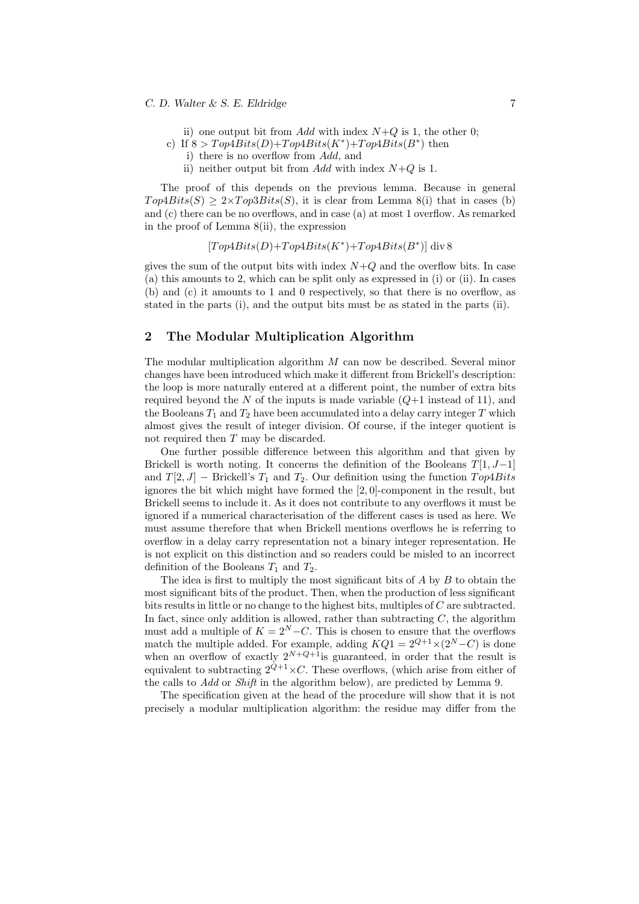ii) one output bit from *Add* with index $N+Q$ is 1, the other 0;

c) If $8 > Top4Bits(D)+Top4Bits(K^*)+Top4Bits(B^*)$ then

   i) there is no overflow from *Add*, and

   ii) neither output bit from *Add* with index $N+Q$ is 1.

The proof of this depends on the previous lemma. Because in general $Top4Bits(S) \geq 2\times Top3Bits(S)$, it is clear from Lemma 8(i) that in cases (b) and (c) there can be no overflows, and in case (a) at most 1 overflow. As remarked in the proof of Lemma 8(ii), the expression

$$[Top4Bits(D)+Top4Bits(K^*)+Top4Bits(B^*)] \text{ div } 8$$

gives the sum of the output bits with index $N+Q$ and the overflow bits. In case (a) this amounts to 2, which can be split only as expressed in (i) or (ii). In cases (b) and (c) it amounts to 1 and 0 respectively, so that there is no overflow, as stated in the parts (i), and the output bits must be as stated in the parts (ii).

## 2 The Modular Multiplication Algorithm

The modular multiplication algorithm $M$ can now be described. Several minor changes have been introduced which make it different from Brickell's description: the loop is more naturally entered at a different point, the number of extra bits required beyond the $N$ of the inputs is made variable ($Q+1$ instead of 11), and the Booleans $T_1$ and $T_2$ have been accumulated into a delay carry integer $T$ which almost gives the result of integer division. Of course, if the integer quotient is not required then $T$ may be discarded.

One further possible difference between this algorithm and that given by Brickell is worth noting. It concerns the definition of the Booleans $T[1, J-1]$ and $T[2, J]$ – Brickell's $T_1$ and $T_2$. Our definition using the function $Top4Bits$ ignores the bit which might have formed the $[2, 0]$-component in the result, but Brickell seems to include it. As it does not contribute to any overflows it must be ignored if a numerical characterisation of the different cases is used as here. We must assume therefore that when Brickell mentions overflows he is referring to overflow in a delay carry representation not a binary integer representation. He is not explicit on this distinction and so readers could be misled to an incorrect definition of the Booleans $T_1$ and $T_2$.

The idea is first to multiply the most significant bits of $A$ by $B$ to obtain the most significant bits of the product. Then, when the production of less significant bits results in little or no change to the highest bits, multiples of $C$ are subtracted. In fact, since only addition is allowed, rather than subtracting $C$, the algorithm must add a multiple of $K = 2^N - C$. This is chosen to ensure that the overflows match the multiple added. For example, adding $KQ1 = 2^{Q+1} \times (2^N - C)$ is done when an overflow of exactly $2^{N+Q+1}$is guaranteed, in order that the result is equivalent to subtracting $2^{Q+1} \times C$. These overflows, (which arise from either of the calls to *Add* or *Shift* in the algorithm below), are predicted by Lemma 9.

The specification given at the head of the procedure will show that it is not precisely a modular multiplication algorithm: the residue may differ from the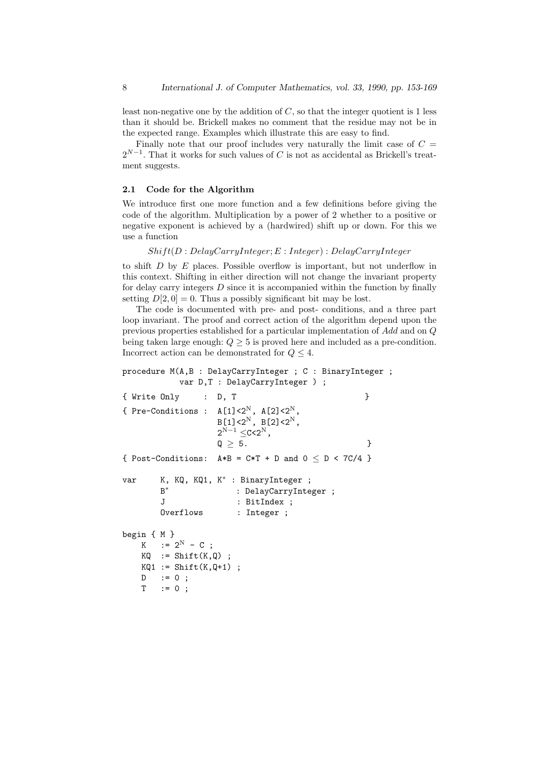least non-negative one by the addition of $C$, so that the integer quotient is 1 less than it should be. Brickell makes no comment that the residue may not be in the expected range. Examples which illustrate this are easy to find.

Finally note that our proof includes very naturally the limit case of $C = 2^{N-1}$. That it works for such values of $C$ is not as accidental as Brickell's treatment suggests.

### 2.1 Code for the Algorithm

We introduce first one more function and a few definitions before giving the code of the algorithm. Multiplication by a power of 2 whether to a positive or negative exponent is achieved by a (hardwired) shift up or down. For this we use a function

$$Shift(D : DelayCarryInteger; E : Integer) : DelayCarryInteger$$

to shift $D$ by $E$ places. Possible overflow is important, but not underflow in this context. Shifting in either direction will not change the invariant property for delay carry integers $D$ since it is accompanied within the function by finally setting $D[2, 0] = 0$. Thus a possibly significant bit may be lost.

The code is documented with pre- and post- conditions, and a three part loop invariant. The proof and correct action of the algorithm depend upon the previous properties established for a particular implementation of *Add* and on $Q$ being taken large enough: $Q \geq 5$ is proved here and included as a pre-condition. Incorrect action can be demonstrated for $Q \leq 4$.

```
procedure M(A,B : DelayCarryInteger ; C : BinaryInteger ;
            var D,T : DelayCarryInteger ) ;
{ Write Only     :  D, T                              }
{ Pre-Conditions :  A[1]<2^N, A[2]<2^N,
                    B[1]<2^N, B[2]<2^N,
                    2^(N-1) ≤C<2^N,
                    Q ≥ 5.                             }
{ Post-Conditions:  A*B = C*T + D and 0 ≤ D < 7C/4 }

var     K, KQ, KQ1, K* : BinaryInteger ;
        B*             : DelayCarryInteger ;
        J              : BitIndex ;
        Overflows      : Integer ;

begin { M }
    K   := 2^N - C ;
    KQ  := Shift(K,Q) ;
    KQ1 := Shift(K,Q+1) ;
    D   := 0 ;
    T   := 0 ;
```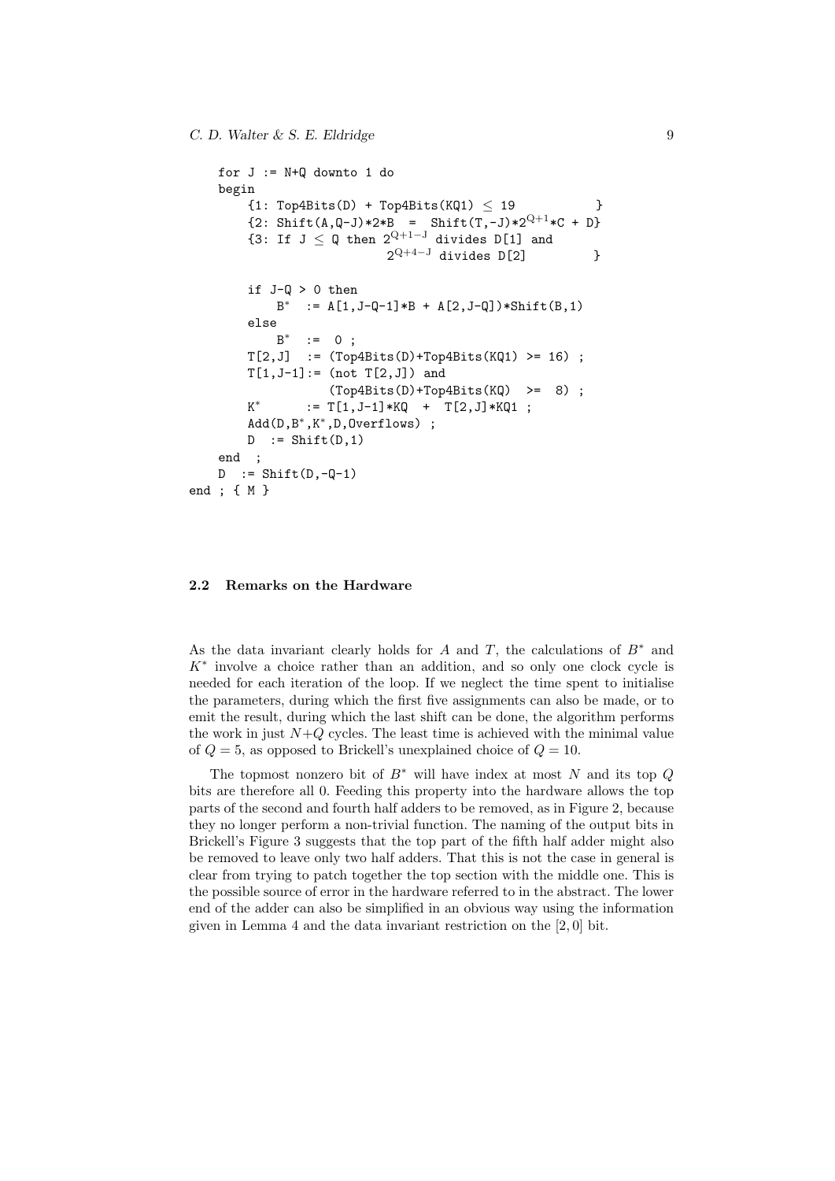```
    for J := N+Q downto 1 do
    begin
        {1: Top4Bits(D) + Top4Bits(KQ1) ≤ 19            }
        {2: Shift(A,Q-J)*2*B  =  Shift(T,-J)*2^(Q+1)*C + D}
        {3: If J ≤ Q then 2^(Q+1-J) divides D[1] and
                          2^(Q+4-J) divides D[2]         }

        if J-Q > 0 then
            B*  := A[1,J-Q-1]*B + A[2,J-Q])*Shift(B,1)
        else
            B*  :=  0 ;
        T[2,J]  := (Top4Bits(D)+Top4Bits(KQ1) >= 16) ;
        T[1,J-1]:= (not T[2,J]) and
                   (Top4Bits(D)+Top4Bits(KQ)  >=  8) ;
        K*      := T[1,J-1]*KQ  +  T[2,J]*KQ1 ;
        Add(D,B*,K*,D,Overflows) ;
        D  := Shift(D,1)
    end  ;
    D  := Shift(D,-Q-1)
end ; { M }
```

## 2.2 Remarks on the Hardware

As the data invariant clearly holds for $A$ and $T$, the calculations of $B^*$ and $K^*$ involve a choice rather than an addition, and so only one clock cycle is needed for each iteration of the loop. If we neglect the time spent to initialise the parameters, during which the first five assignments can also be made, or to emit the result, during which the last shift can be done, the algorithm performs the work in just $N{+}Q$ cycles. The least time is achieved with the minimal value of $Q = 5$, as opposed to Brickell's unexplained choice of $Q = 10$.

The topmost nonzero bit of $B^*$ will have index at most $N$ and its top $Q$ bits are therefore all 0. Feeding this property into the hardware allows the top parts of the second and fourth half adders to be removed, as in Figure 2, because they no longer perform a non-trivial function. The naming of the output bits in Brickell's Figure 3 suggests that the top part of the fifth half adder might also be removed to leave only two half adders. That this is not the case in general is clear from trying to patch together the top section with the middle one. This is the possible source of error in the hardware referred to in the abstract. The lower end of the adder can also be simplified in an obvious way using the information given in Lemma 4 and the data invariant restriction on the $[2, 0]$ bit.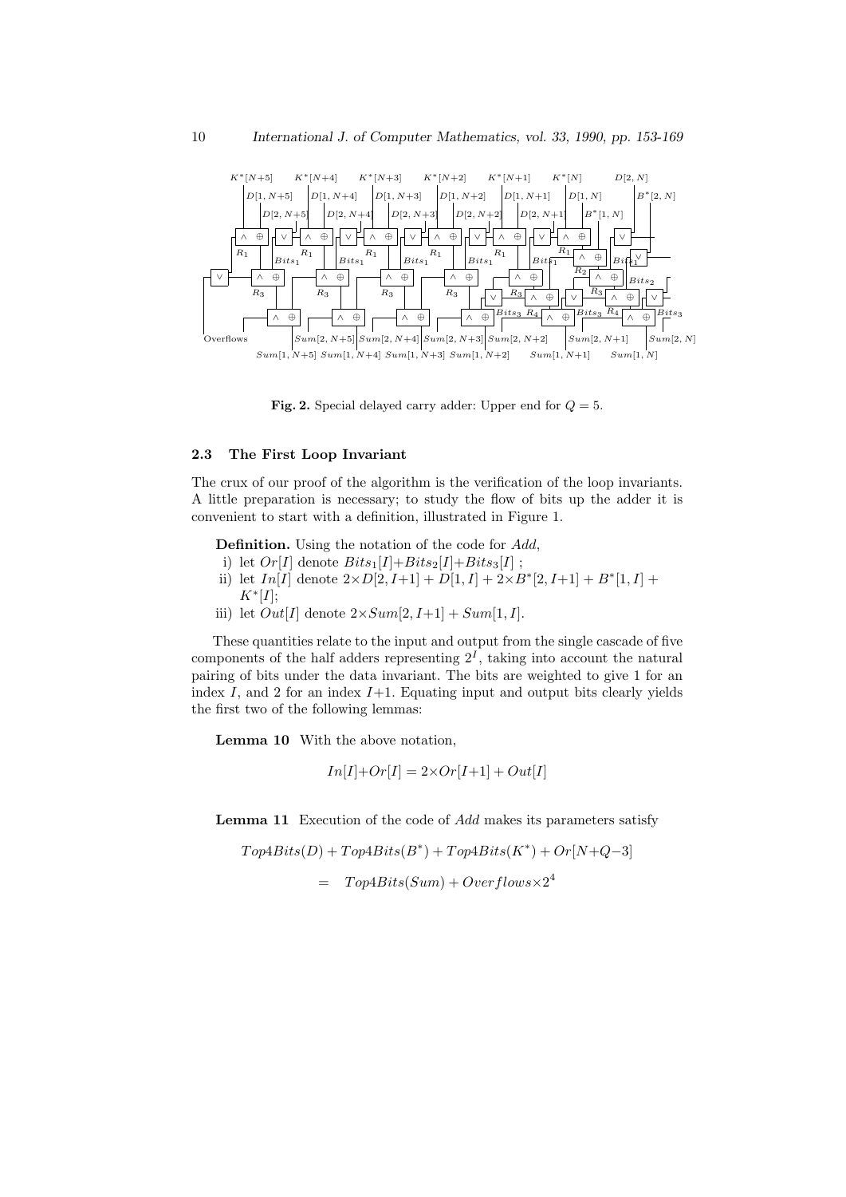$K^*[N{+}5]$ $K^*[N{+}4]$ $K^*[N{+}3]$ $K^*[N{+}2]$ $K^*[N{+}1]$ $K^*[N]$ $D[2,N]$

$D[1,N{+}5]$ $D[1,N{+}4]$ $D[1,N{+}3]$ $D[1,N{+}2]$ $D[1,N{+}1]$ $D[1,N]$ $B^*[2,N]$

$D[2,N{+}5]$ $D[2,N{+}4]$ $D[2,N{+}3]$ $D[2,N{+}2]$ $D[2,N{+}1]$ $B^*[1,N]$

$R_1$ $Bits_1$ $R_1$ $Bits_1$ $R_1$ $Bits_1$ $R_1$ $Bits_1$ $R_1$ $Bits_1$ $R_1$ $Bits_1$

$R_2$ $Bits_2$

$R_3$ $R_3$ $R_3$ $R_3$ $R_3$ $R_3$ $R_3$

$Bits_3$ $R_4$ $Bits_3$ $R_4$ $Bits_3$

Overflows $Sum[2,N{+}5]$ $Sum[2,N{+}4]$ $Sum[2,N{+}3]$ $Sum[2,N{+}2]$ $Sum[2,N{+}1]$ $Sum[2,N]$

$Sum[1,N{+}5]$ $Sum[1,N{+}4]$ $Sum[1,N{+}3]$ $Sum[1,N{+}2]$ $Sum[1,N{+}1]$ $Sum[1,N]$

**Fig. 2.** Special delayed carry adder: Upper end for $Q = 5$.

### 2.3 The First Loop Invariant

The crux of our proof of the algorithm is the verification of the loop invariants. A little preparation is necessary; to study the flow of bits up the adder it is convenient to start with a definition, illustrated in Figure 1.

**Definition.** Using the notation of the code for *Add*,

i) let $Or[I]$ denote $Bits_1[I]{+}Bits_2[I]{+}Bits_3[I]$ ;
ii) let $In[I]$ denote $2{\times}D[2,I{+}1] + D[1,I] + 2{\times}B^*[2,I{+}1] + B^*[1,I] + K^*[I]$;
iii) let $Out[I]$ denote $2{\times}Sum[2,I{+}1] + Sum[1,I]$.

These quantities relate to the input and output from the single cascade of five components of the half adders representing $2^I$, taking into account the natural pairing of bits under the data invariant. The bits are weighted to give 1 for an index $I$, and 2 for an index $I{+}1$. Equating input and output bits clearly yields the first two of the following lemmas:

**Lemma 10** With the above notation,

$$In[I]{+}Or[I] = 2{\times}Or[I{+}1] + Out[I]$$

**Lemma 11** Execution of the code of *Add* makes its parameters satisfy

$$Top4Bits(D) + Top4Bits(B^*) + Top4Bits(K^*) + Or[N{+}Q{-}3]$$

$$= \quad Top4Bits(Sum) + Overflows{\times}2^4$$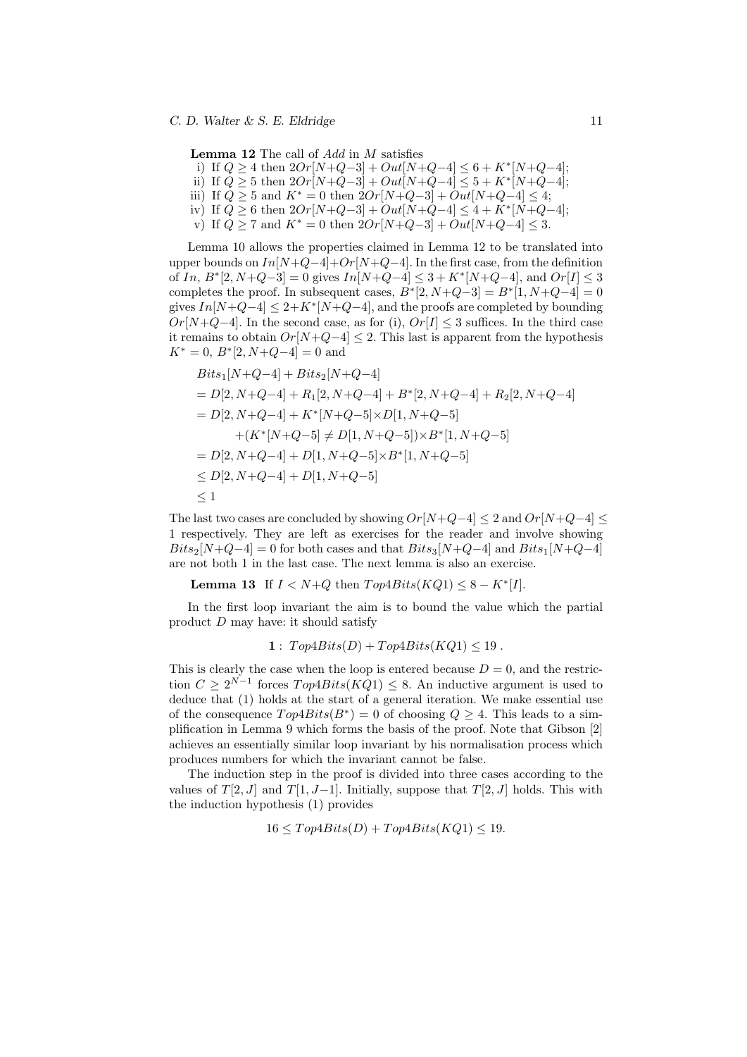**Lemma 12** The call of *Add* in *M* satisfies

i) If $Q \geq 4$ then $2Or[N{+}Q{-}3] + Out[N{+}Q{-}4] \leq 6 + K^*[N{+}Q{-}4]$;
ii) If $Q \geq 5$ then $2Or[N{+}Q{-}3] + Out[N{+}Q{-}4] \leq 5 + K^*[N{+}Q{-}4]$;
iii) If $Q \geq 5$ and $K^* = 0$ then $2Or[N{+}Q{-}3] + Out[N{+}Q{-}4] \leq 4$;
iv) If $Q \geq 6$ then $2Or[N{+}Q{-}3] + Out[N{+}Q{-}4] \leq 4 + K^*[N{+}Q{-}4]$;
v) If $Q \geq 7$ and $K^* = 0$ then $2Or[N{+}Q{-}3] + Out[N{+}Q{-}4] \leq 3$.

Lemma 10 allows the properties claimed in Lemma 12 to be translated into upper bounds on $In[N{+}Q{-}4]{+}Or[N{+}Q{-}4]$. In the first case, from the definition of $In$, $B^*[2, N{+}Q{-}3] = 0$ gives $In[N{+}Q{-}4] \leq 3 + K^*[N{+}Q{-}4]$, and $Or[I] \leq 3$ completes the proof. In subsequent cases, $B^*[2, N{+}Q{-}3] = B^*[1, N{+}Q{-}4] = 0$ gives $In[N{+}Q{-}4] \leq 2{+}K^*[N{+}Q{-}4]$, and the proofs are completed by bounding $Or[N{+}Q{-}4]$. In the second case, as for (i), $Or[I] \leq 3$ suffices. In the third case it remains to obtain $Or[N{+}Q{-}4] \leq 2$. This last is apparent from the hypothesis $K^* = 0$, $B^*[2, N{+}Q{-}4] = 0$ and

$$
\begin{aligned}
& Bits_1[N{+}Q{-}4] + Bits_2[N{+}Q{-}4] \\
&= D[2, N{+}Q{-}4] + R_1[2, N{+}Q{-}4] + B^*[2, N{+}Q{-}4] + R_2[2, N{+}Q{-}4] \\
&= D[2, N{+}Q{-}4] + K^*[N{+}Q{-}5]{\times}D[1, N{+}Q{-}5] \\
&\qquad +(K^*[N{+}Q{-}5] \neq D[1, N{+}Q{-}5]){\times}B^*[1, N{+}Q{-}5] \\
&= D[2, N{+}Q{-}4] + D[1, N{+}Q{-}5]{\times}B^*[1, N{+}Q{-}5] \\
&\leq D[2, N{+}Q{-}4] + D[1, N{+}Q{-}5] \\
&\leq 1
\end{aligned}
$$

The last two cases are concluded by showing $Or[N{+}Q{-}4] \leq 2$ and $Or[N{+}Q{-}4] \leq 1$ respectively. They are left as exercises for the reader and involve showing $Bits_2[N{+}Q{-}4] = 0$ for both cases and that $Bits_3[N{+}Q{-}4]$ and $Bits_1[N{+}Q{-}4]$ are not both 1 in the last case. The next lemma is also an exercise.

**Lemma 13** If $I < N{+}Q$ then $Top4Bits(KQ1) \leq 8 - K^*[I]$.

In the first loop invariant the aim is to bound the value which the partial product $D$ may have: it should satisfy

$$\mathbf{1}: \; Top4Bits(D) + Top4Bits(KQ1) \leq 19\ .$$

This is clearly the case when the loop is entered because $D = 0$, and the restriction $C \geq 2^{N-1}$ forces $Top4Bits(KQ1) \leq 8$. An inductive argument is used to deduce that (1) holds at the start of a general iteration. We make essential use of the consequence $Top4Bits(B^*) = 0$ of choosing $Q \geq 4$. This leads to a simplification in Lemma 9 which forms the basis of the proof. Note that Gibson [2] achieves an essentially similar loop invariant by his normalisation process which produces numbers for which the invariant cannot be false.

The induction step in the proof is divided into three cases according to the values of $T[2, J]$ and $T[1, J{-}1]$. Initially, suppose that $T[2, J]$ holds. This with the induction hypothesis (1) provides

$$16 \leq Top4Bits(D) + Top4Bits(KQ1) \leq 19.$$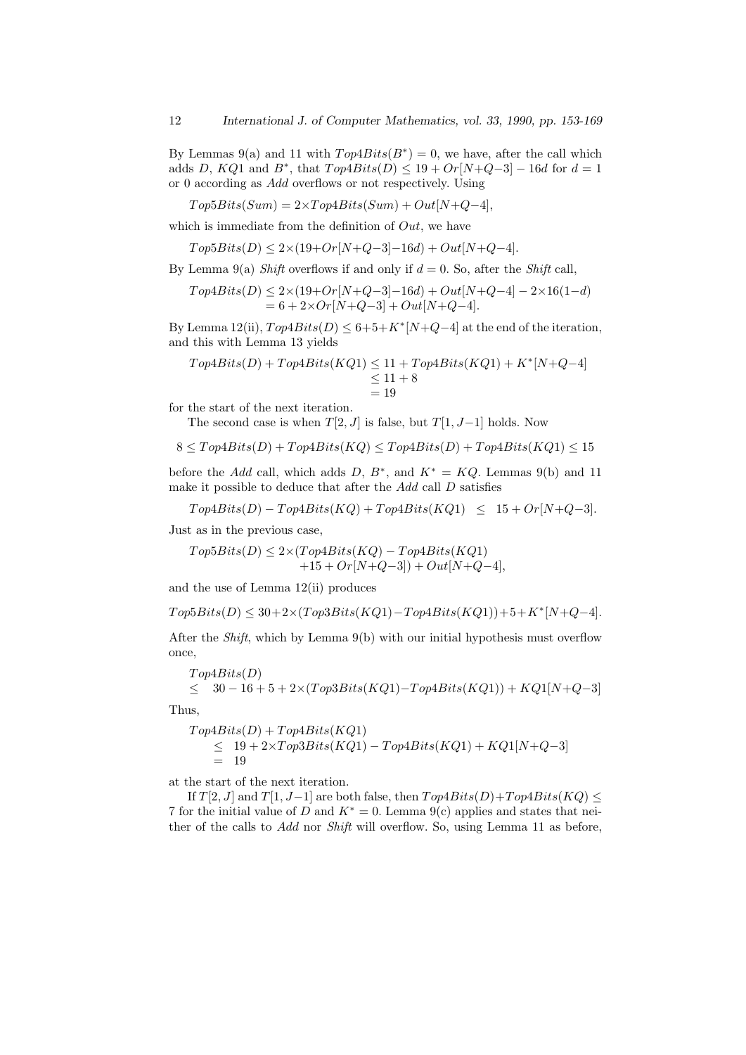By Lemmas 9(a) and 11 with $Top4Bits(B^*) = 0$, we have, after the call which adds $D$, $KQ1$ and $B^*$, that $Top4Bits(D) \leq 19 + Or[N{+}Q{-}3] - 16d$ for $d = 1$ or 0 according as *Add* overflows or not respectively. Using

$$Top5Bits(Sum) = 2{\times}Top4Bits(Sum) + Out[N{+}Q{-}4],$$

which is immediate from the definition of $Out$, we have

$$Top5Bits(D) \leq 2{\times}(19{+}Or[N{+}Q{-}3]{-}16d) + Out[N{+}Q{-}4].$$

By Lemma 9(a) *Shift* overflows if and only if $d = 0$. So, after the *Shift* call,

$$\begin{aligned} Top4Bits(D) &\leq 2{\times}(19{+}Or[N{+}Q{-}3]{-}16d) + Out[N{+}Q{-}4] - 2{\times}16(1{-}d) \\ &= 6 + 2{\times}Or[N{+}Q{-}3] + Out[N{+}Q{-}4]. \end{aligned}$$

By Lemma 12(ii), $Top4Bits(D) \leq 6{+}5{+}K^*[N{+}Q{-}4]$ at the end of the iteration, and this with Lemma 13 yields

$$\begin{aligned} Top4Bits(D) + Top4Bits(KQ1) &\leq 11 + Top4Bits(KQ1) + K^*[N{+}Q{-}4] \\ &\leq 11 + 8 \\ &= 19 \end{aligned}$$

for the start of the next iteration.

The second case is when $T[2, J]$ is false, but $T[1, J{-}1]$ holds. Now

$$8 \leq Top4Bits(D) + Top4Bits(KQ) \leq Top4Bits(D) + Top4Bits(KQ1) \leq 15$$

before the *Add* call, which adds $D$, $B^*$, and $K^* = KQ$. Lemmas 9(b) and 11 make it possible to deduce that after the *Add* call $D$ satisfies

$$Top4Bits(D) - Top4Bits(KQ) + Top4Bits(KQ1) \quad \leq \quad 15 + Or[N{+}Q{-}3].$$

Just as in the previous case,

$$\begin{aligned} Top5Bits(D) \leq 2{\times}(&Top4Bits(KQ) - Top4Bits(KQ1) \\ &+15 + Or[N{+}Q{-}3]) + Out[N{+}Q{-}4], \end{aligned}$$

and the use of Lemma 12(ii) produces

$$Top5Bits(D) \leq 30{+}2{\times}(Top3Bits(KQ1){-}Top4Bits(KQ1)){+}5{+}K^*[N{+}Q{-}4].$$

After the *Shift*, which by Lemma 9(b) with our initial hypothesis must overflow once,

$$\begin{aligned} &Top4Bits(D) \\ &\leq \quad 30 - 16 + 5 + 2{\times}(Top3Bits(KQ1){-}Top4Bits(KQ1)) + KQ1[N{+}Q{-}3] \end{aligned}$$

Thus,

$$\begin{aligned} &Top4Bits(D) + Top4Bits(KQ1) \\ &\quad \leq \quad 19 + 2{\times}Top3Bits(KQ1) - Top4Bits(KQ1) + KQ1[N{+}Q{-}3] \\ &\quad = \quad 19 \end{aligned}$$

at the start of the next iteration.

If $T[2, J]$ and $T[1, J{-}1]$ are both false, then $Top4Bits(D){+}Top4Bits(KQ) \leq 7$ for the initial value of $D$ and $K^* = 0$. Lemma 9(c) applies and states that neither of the calls to *Add* nor *Shift* will overflow. So, using Lemma 11 as before,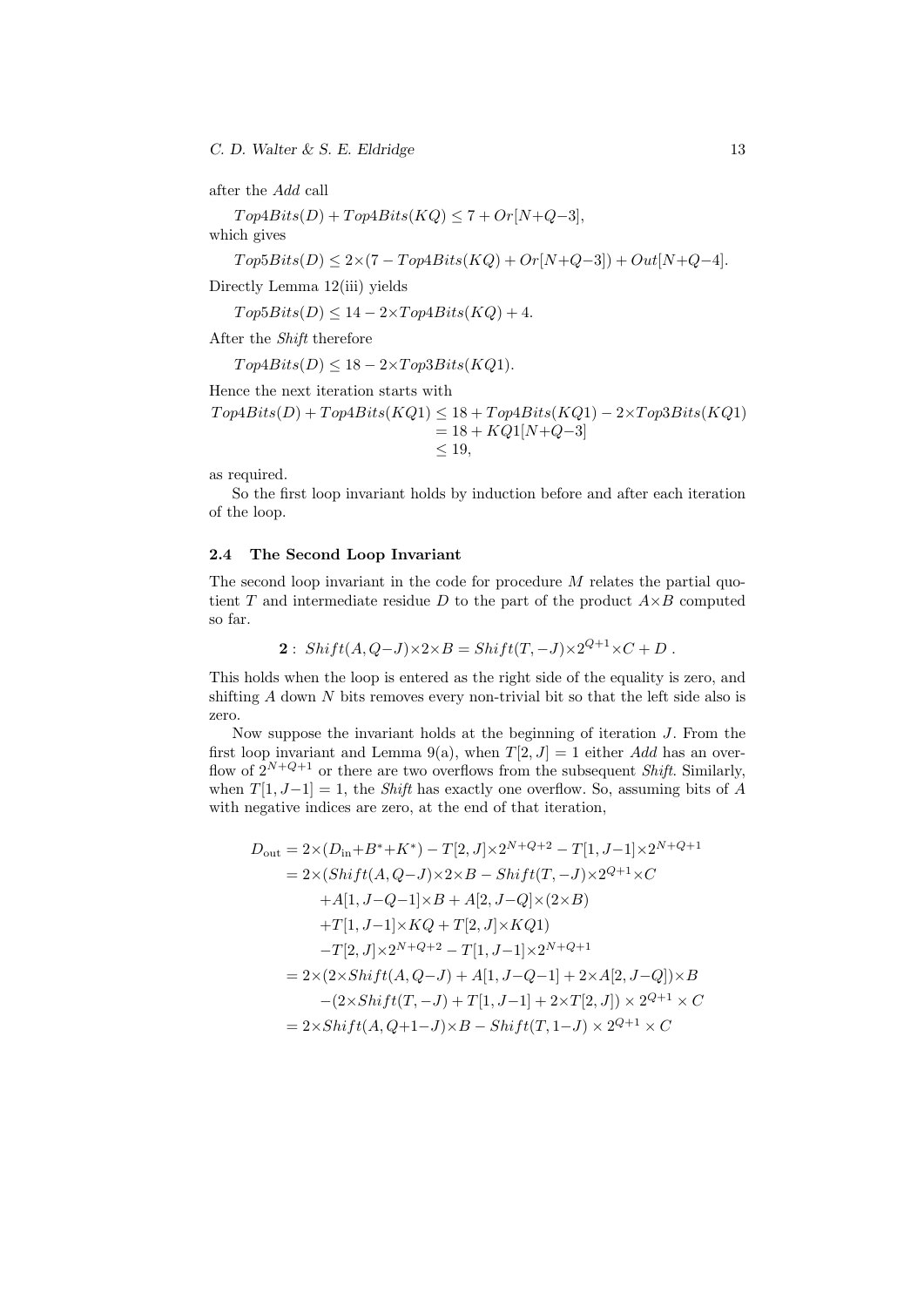after the *Add* call

$$Top4Bits(D) + Top4Bits(KQ) \le 7 + Or[N{+}Q{-}3],$$

which gives

$$Top5Bits(D) \le 2{\times}(7 - Top4Bits(KQ) + Or[N{+}Q{-}3]) + Out[N{+}Q{-}4].$$

Directly Lemma 12(iii) yields

$$Top5Bits(D) \le 14 - 2{\times}Top4Bits(KQ) + 4.$$

After the *Shift* therefore

$$Top4Bits(D) \le 18 - 2{\times}Top3Bits(KQ1).$$

Hence the next iteration starts with

$$\begin{aligned} Top4Bits(D) + Top4Bits(KQ1) &\le 18 + Top4Bits(KQ1) - 2{\times}Top3Bits(KQ1) \\ &= 18 + KQ1[N{+}Q{-}3] \\ &\le 19, \end{aligned}$$

as required.

So the first loop invariant holds by induction before and after each iteration of the loop.

### 2.4 The Second Loop Invariant

The second loop invariant in the code for procedure $M$ relates the partial quotient $T$ and intermediate residue $D$ to the part of the product $A{\times}B$ computed so far.

$$\mathbf{2}: \; Shift(A, Q{-}J){\times}2{\times}B = Shift(T, -J){\times}2^{Q+1}{\times}C + D\ .$$

This holds when the loop is entered as the right side of the equality is zero, and shifting $A$ down $N$ bits removes every non-trivial bit so that the left side also is zero.

Now suppose the invariant holds at the beginning of iteration $J$. From the first loop invariant and Lemma 9(a), when $T[2,J] = 1$ either *Add* has an overflow of $2^{N+Q+1}$ or there are two overflows from the subsequent *Shift*. Similarly, when $T[1, J{-}1] = 1$, the *Shift* has exactly one overflow. So, assuming bits of $A$ with negative indices are zero, at the end of that iteration,

$$\begin{aligned} D_{\text{out}} &= 2{\times}(D_{\text{in}}{+}B^{*}{+}K^{*}) - T[2,J]{\times}2^{N+Q+2} - T[1,J{-}1]{\times}2^{N+Q+1} \\ &= 2{\times}(Shift(A, Q{-}J){\times}2{\times}B - Shift(T, -J){\times}2^{Q+1}{\times}C \\ &\quad +A[1, J{-}Q{-}1]{\times}B + A[2, J{-}Q]{\times}(2{\times}B) \\ &\quad +T[1, J{-}1]{\times}KQ + T[2, J]{\times}KQ1) \\ &\quad -T[2,J]{\times}2^{N+Q+2} - T[1, J{-}1]{\times}2^{N+Q+1} \\ &= 2{\times}(2{\times}Shift(A, Q{-}J) + A[1, J{-}Q{-}1] + 2{\times}A[2, J{-}Q]){\times}B \\ &\quad -(2{\times}Shift(T, -J) + T[1, J{-}1] + 2{\times}T[2, J]) \times 2^{Q+1} \times C \\ &= 2{\times}Shift(A, Q{+}1{-}J){\times}B - Shift(T, 1{-}J) \times 2^{Q+1} \times C \end{aligned}$$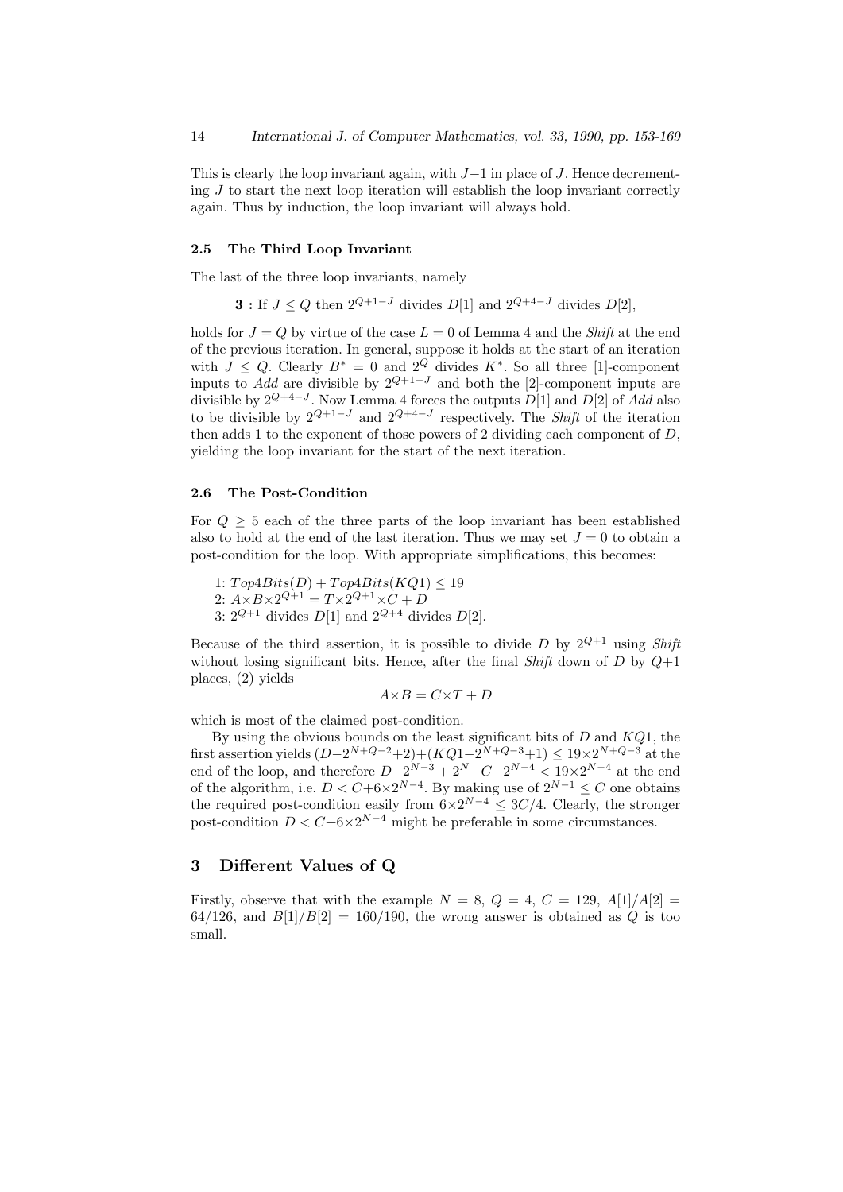This is clearly the loop invariant again, with $J-1$ in place of $J$. Hence decrementing $J$ to start the next loop iteration will establish the loop invariant correctly again. Thus by induction, the loop invariant will always hold.

### 2.5 The Third Loop Invariant

The last of the three loop invariants, namely

> **3 :** If $J \leq Q$ then $2^{Q+1-J}$ divides $D[1]$ and $2^{Q+4-J}$ divides $D[2]$,

holds for $J = Q$ by virtue of the case $L = 0$ of Lemma 4 and the *Shift* at the end of the previous iteration. In general, suppose it holds at the start of an iteration with $J \leq Q$. Clearly $B^* = 0$ and $2^Q$ divides $K^*$. So all three [1]-component inputs to *Add* are divisible by $2^{Q+1-J}$ and both the [2]-component inputs are divisible by $2^{Q+4-J}$. Now Lemma 4 forces the outputs $D[1]$ and $D[2]$ of *Add* also to be divisible by $2^{Q+1-J}$ and $2^{Q+4-J}$ respectively. The *Shift* of the iteration then adds 1 to the exponent of those powers of 2 dividing each component of $D$, yielding the loop invariant for the start of the next iteration.

### 2.6 The Post-Condition

For $Q \geq 5$ each of the three parts of the loop invariant has been established also to hold at the end of the last iteration. Thus we may set $J = 0$ to obtain a post-condition for the loop. With appropriate simplifications, this becomes:

1: $Top4Bits(D) + Top4Bits(KQ1) \leq 19$
2: $A \times B \times 2^{Q+1} = T \times 2^{Q+1} \times C + D$
3: $2^{Q+1}$ divides $D[1]$ and $2^{Q+4}$ divides $D[2]$.

Because of the third assertion, it is possible to divide $D$ by $2^{Q+1}$ using *Shift* without losing significant bits. Hence, after the final *Shift* down of $D$ by $Q+1$ places, (2) yields

$$A \times B = C \times T + D$$

which is most of the claimed post-condition.

By using the obvious bounds on the least significant bits of $D$ and $KQ1$, the first assertion yields $(D - 2^{N+Q-2} + 2) + (KQ1 - 2^{N+Q-3} + 1) \leq 19 \times 2^{N+Q-3}$ at the end of the loop, and therefore $D - 2^{N-3} + 2^N - C - 2^{N-4} < 19 \times 2^{N-4}$ at the end of the algorithm, i.e. $D < C + 6 \times 2^{N-4}$. By making use of $2^{N-1} \leq C$ one obtains the required post-condition easily from $6 \times 2^{N-4} \leq 3C/4$. Clearly, the stronger post-condition $D < C + 6 \times 2^{N-4}$ might be preferable in some circumstances.

## 3 Different Values of Q

Firstly, observe that with the example $N = 8$, $Q = 4$, $C = 129$, $A[1]/A[2] = 64/126$, and $B[1]/B[2] = 160/190$, the wrong answer is obtained as $Q$ is too small.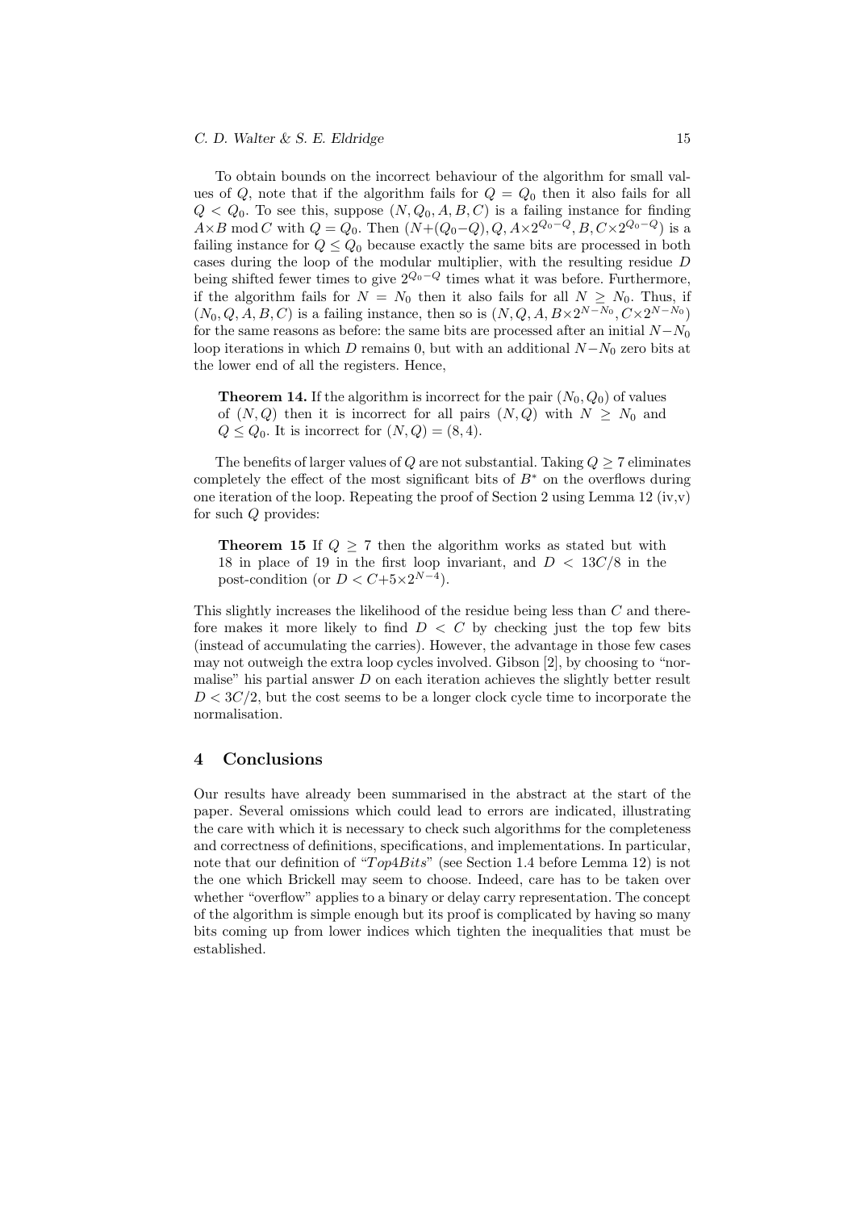To obtain bounds on the incorrect behaviour of the algorithm for small values of $Q$, note that if the algorithm fails for $Q = Q_0$ then it also fails for all $Q < Q_0$. To see this, suppose $(N, Q_0, A, B, C)$ is a failing instance for finding $A{\times}B \bmod C$ with $Q = Q_0$. Then $(N{+}(Q_0{-}Q), Q, A{\times}2^{Q_0-Q}, B, C{\times}2^{Q_0-Q})$ is a failing instance for $Q \leq Q_0$ because exactly the same bits are processed in both cases during the loop of the modular multiplier, with the resulting residue $D$ being shifted fewer times to give $2^{Q_0-Q}$ times what it was before. Furthermore, if the algorithm fails for $N = N_0$ then it also fails for all $N \geq N_0$. Thus, if $(N_0, Q, A, B, C)$ is a failing instance, then so is $(N, Q, A, B{\times}2^{N-N_0}, C{\times}2^{N-N_0})$ for the same reasons as before: the same bits are processed after an initial $N{-}N_0$ loop iterations in which $D$ remains 0, but with an additional $N{-}N_0$ zero bits at the lower end of all the registers. Hence,

> **Theorem 14.** If the algorithm is incorrect for the pair $(N_0, Q_0)$ of values of $(N, Q)$ then it is incorrect for all pairs $(N, Q)$ with $N \geq N_0$ and $Q \leq Q_0$. It is incorrect for $(N, Q) = (8, 4)$.

The benefits of larger values of $Q$ are not substantial. Taking $Q \geq 7$ eliminates completely the effect of the most significant bits of $B^*$ on the overflows during one iteration of the loop. Repeating the proof of Section 2 using Lemma 12 (iv,v) for such $Q$ provides:

> **Theorem 15** If $Q \geq 7$ then the algorithm works as stated but with 18 in place of 19 in the first loop invariant, and $D < 13C/8$ in the post-condition (or $D < C{+}5{\times}2^{N-4}$).

This slightly increases the likelihood of the residue being less than $C$ and therefore makes it more likely to find $D < C$ by checking just the top few bits (instead of accumulating the carries). However, the advantage in those few cases may not outweigh the extra loop cycles involved. Gibson [2], by choosing to "normalise" his partial answer $D$ on each iteration achieves the slightly better result $D < 3C/2$, but the cost seems to be a longer clock cycle time to incorporate the normalisation.

## 4 Conclusions

Our results have already been summarised in the abstract at the start of the paper. Several omissions which could lead to errors are indicated, illustrating the care with which it is necessary to check such algorithms for the completeness and correctness of definitions, specifications, and implementations. In particular, note that our definition of "*Top4Bits*" (see Section 1.4 before Lemma 12) is not the one which Brickell may seem to choose. Indeed, care has to be taken over whether "overflow" applies to a binary or delay carry representation. The concept of the algorithm is simple enough but its proof is complicated by having so many bits coming up from lower indices which tighten the inequalities that must be established.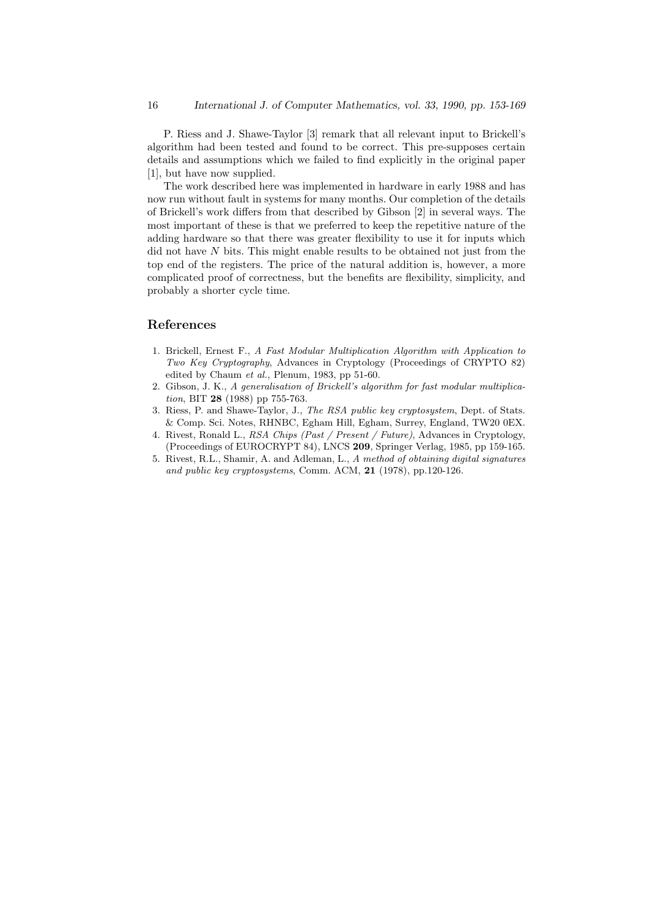P. Riess and J. Shawe-Taylor [3] remark that all relevant input to Brickell's algorithm had been tested and found to be correct. This pre-supposes certain details and assumptions which we failed to find explicitly in the original paper [1], but have now supplied.

The work described here was implemented in hardware in early 1988 and has now run without fault in systems for many months. Our completion of the details of Brickell's work differs from that described by Gibson [2] in several ways. The most important of these is that we preferred to keep the repetitive nature of the adding hardware so that there was greater flexibility to use it for inputs which did not have $N$ bits. This might enable results to be obtained not just from the top end of the registers. The price of the natural addition is, however, a more complicated proof of correctness, but the benefits are flexibility, simplicity, and probably a shorter cycle time.

## References

1. Brickell, Ernest F., *A Fast Modular Multiplication Algorithm with Application to Two Key Cryptography*, Advances in Cryptology (Proceedings of CRYPTO 82) edited by Chaum *et al.*, Plenum, 1983, pp 51-60.
2. Gibson, J. K., *A generalisation of Brickell's algorithm for fast modular multiplication*, BIT **28** (1988) pp 755-763.
3. Riess, P. and Shawe-Taylor, J., *The RSA public key cryptosystem*, Dept. of Stats. & Comp. Sci. Notes, RHNBC, Egham Hill, Egham, Surrey, England, TW20 0EX.
4. Rivest, Ronald L., *RSA Chips (Past / Present / Future)*, Advances in Cryptology, (Proceedings of EUROCRYPT 84), LNCS **209**, Springer Verlag, 1985, pp 159-165.
5. Rivest, R.L., Shamir, A. and Adleman, L., *A method of obtaining digital signatures and public key cryptosystems*, Comm. ACM, **21** (1978), pp.120-126.